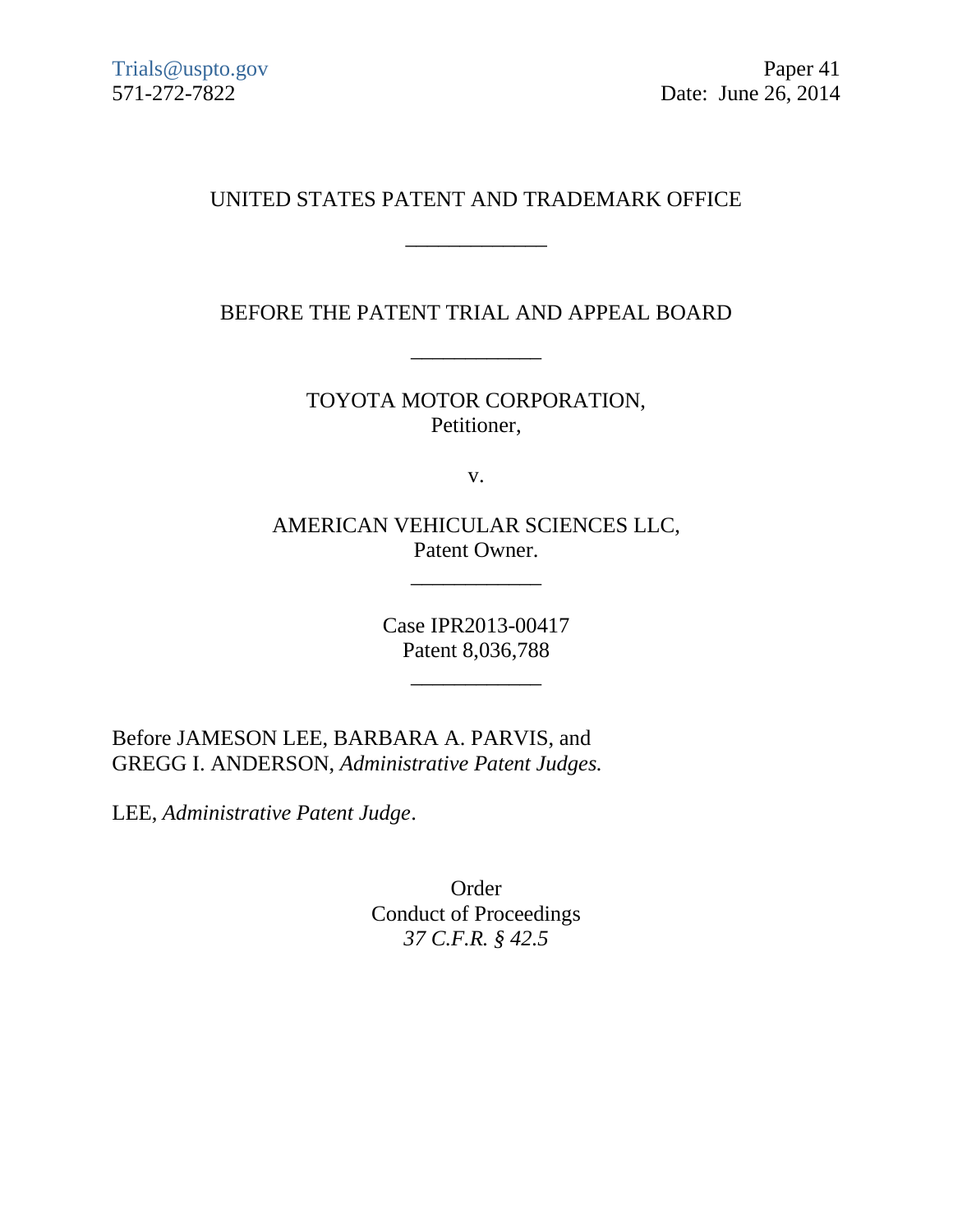Trials@uspto.gov
571-272-7822

Paper 41
Date: June 26, 2014

UNITED STATES PATENT AND TRADEMARK OFFICE

____________

BEFORE THE PATENT TRIAL AND APPEAL BOARD

____________

TOYOTA MOTOR CORPORATION,
Petitioner,

v.

AMERICAN VEHICULAR SCIENCES LLC,
Patent Owner.

____________

Case IPR2013-00417
Patent 8,036,788

____________

Before JAMESON LEE, BARBARA A. PARVIS, and GREGG I. ANDERSON, *Administrative Patent Judges.*

LEE, *Administrative Patent Judge*.

Order
Conduct of Proceedings
*37 C.F.R. § 42.5*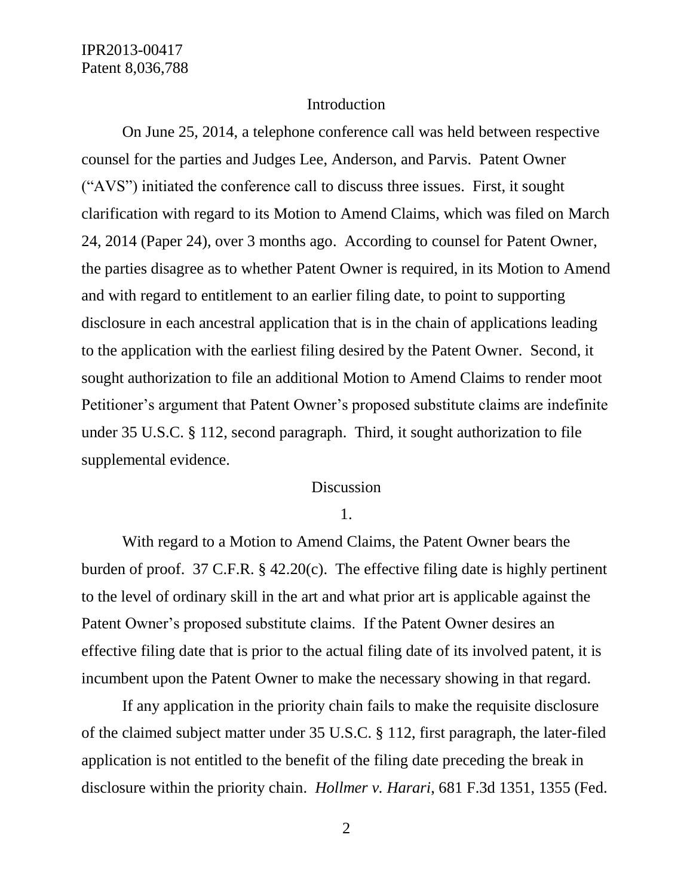## Introduction

On June 25, 2014, a telephone conference call was held between respective counsel for the parties and Judges Lee, Anderson, and Parvis. Patent Owner ("AVS") initiated the conference call to discuss three issues. First, it sought clarification with regard to its Motion to Amend Claims, which was filed on March 24, 2014 (Paper 24), over 3 months ago. According to counsel for Patent Owner, the parties disagree as to whether Patent Owner is required, in its Motion to Amend and with regard to entitlement to an earlier filing date, to point to supporting disclosure in each ancestral application that is in the chain of applications leading to the application with the earliest filing desired by the Patent Owner. Second, it sought authorization to file an additional Motion to Amend Claims to render moot Petitioner's argument that Patent Owner's proposed substitute claims are indefinite under 35 U.S.C. § 112, second paragraph. Third, it sought authorization to file supplemental evidence.

## Discussion

### 1.

With regard to a Motion to Amend Claims, the Patent Owner bears the burden of proof. 37 C.F.R. § 42.20(c). The effective filing date is highly pertinent to the level of ordinary skill in the art and what prior art is applicable against the Patent Owner's proposed substitute claims. If the Patent Owner desires an effective filing date that is prior to the actual filing date of its involved patent, it is incumbent upon the Patent Owner to make the necessary showing in that regard.

If any application in the priority chain fails to make the requisite disclosure of the claimed subject matter under 35 U.S.C. § 112, first paragraph, the later-filed application is not entitled to the benefit of the filing date preceding the break in disclosure within the priority chain. *Hollmer v. Harari*, 681 F.3d 1351, 1355 (Fed.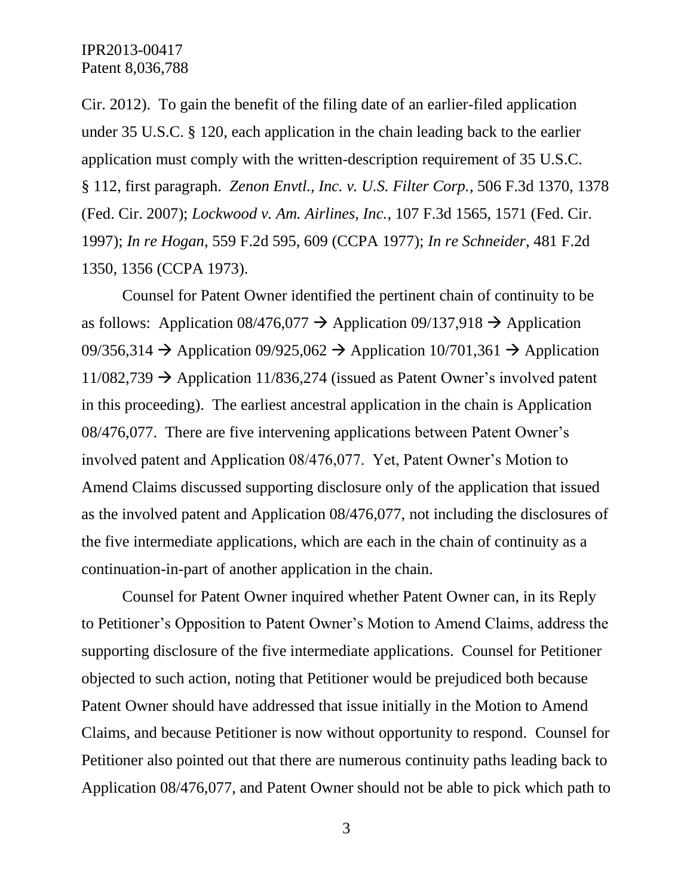Cir. 2012). To gain the benefit of the filing date of an earlier-filed application under 35 U.S.C. § 120, each application in the chain leading back to the earlier application must comply with the written-description requirement of 35 U.S.C. § 112, first paragraph. *Zenon Envtl., Inc. v. U.S. Filter Corp.*, 506 F.3d 1370, 1378 (Fed. Cir. 2007); *Lockwood v. Am. Airlines, Inc.*, 107 F.3d 1565, 1571 (Fed. Cir. 1997); *In re Hogan*, 559 F.2d 595, 609 (CCPA 1977); *In re Schneider*, 481 F.2d 1350, 1356 (CCPA 1973).

Counsel for Patent Owner identified the pertinent chain of continuity to be as follows: Application 08/476,077 → Application 09/137,918 → Application 09/356,314 → Application 09/925,062 → Application 10/701,361 → Application 11/082,739 → Application 11/836,274 (issued as Patent Owner's involved patent in this proceeding). The earliest ancestral application in the chain is Application 08/476,077. There are five intervening applications between Patent Owner's involved patent and Application 08/476,077. Yet, Patent Owner's Motion to Amend Claims discussed supporting disclosure only of the application that issued as the involved patent and Application 08/476,077, not including the disclosures of the five intermediate applications, which are each in the chain of continuity as a continuation-in-part of another application in the chain.

Counsel for Patent Owner inquired whether Patent Owner can, in its Reply to Petitioner's Opposition to Patent Owner's Motion to Amend Claims, address the supporting disclosure of the five intermediate applications. Counsel for Petitioner objected to such action, noting that Petitioner would be prejudiced both because Patent Owner should have addressed that issue initially in the Motion to Amend Claims, and because Petitioner is now without opportunity to respond. Counsel for Petitioner also pointed out that there are numerous continuity paths leading back to Application 08/476,077, and Patent Owner should not be able to pick which path to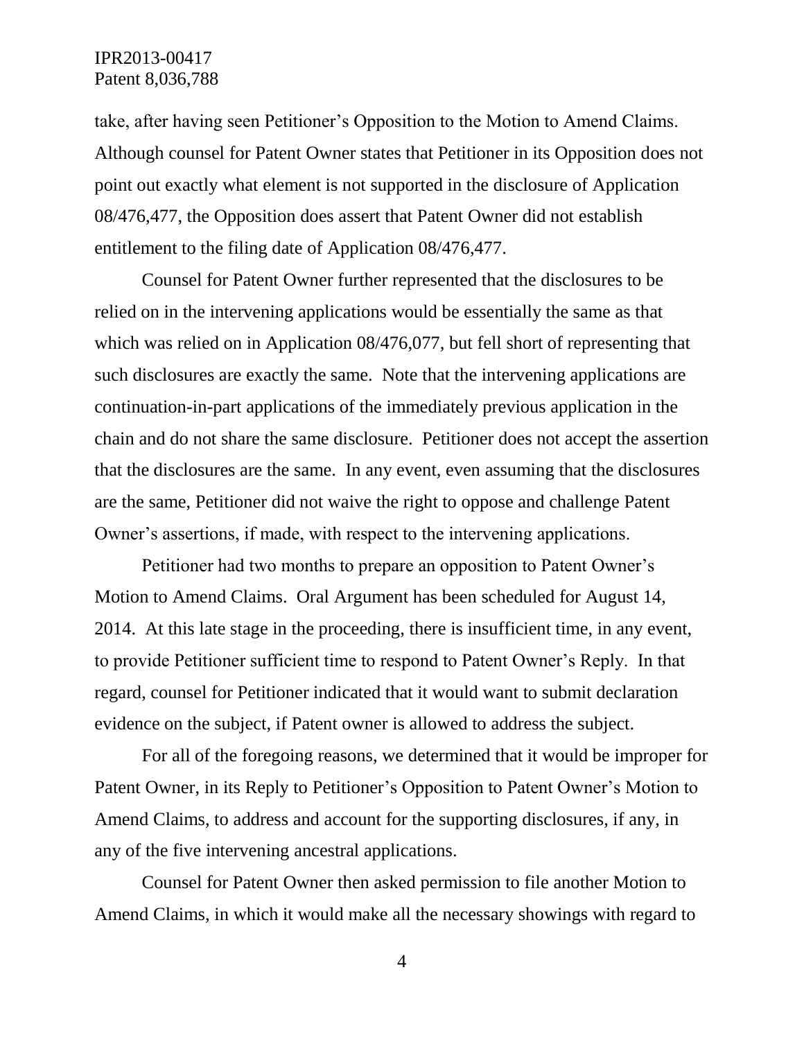take, after having seen Petitioner's Opposition to the Motion to Amend Claims. Although counsel for Patent Owner states that Petitioner in its Opposition does not point out exactly what element is not supported in the disclosure of Application 08/476,477, the Opposition does assert that Patent Owner did not establish entitlement to the filing date of Application 08/476,477.

Counsel for Patent Owner further represented that the disclosures to be relied on in the intervening applications would be essentially the same as that which was relied on in Application 08/476,077, but fell short of representing that such disclosures are exactly the same. Note that the intervening applications are continuation-in-part applications of the immediately previous application in the chain and do not share the same disclosure. Petitioner does not accept the assertion that the disclosures are the same. In any event, even assuming that the disclosures are the same, Petitioner did not waive the right to oppose and challenge Patent Owner's assertions, if made, with respect to the intervening applications.

Petitioner had two months to prepare an opposition to Patent Owner's Motion to Amend Claims. Oral Argument has been scheduled for August 14, 2014. At this late stage in the proceeding, there is insufficient time, in any event, to provide Petitioner sufficient time to respond to Patent Owner's Reply. In that regard, counsel for Petitioner indicated that it would want to submit declaration evidence on the subject, if Patent owner is allowed to address the subject.

For all of the foregoing reasons, we determined that it would be improper for Patent Owner, in its Reply to Petitioner's Opposition to Patent Owner's Motion to Amend Claims, to address and account for the supporting disclosures, if any, in any of the five intervening ancestral applications.

Counsel for Patent Owner then asked permission to file another Motion to Amend Claims, in which it would make all the necessary showings with regard to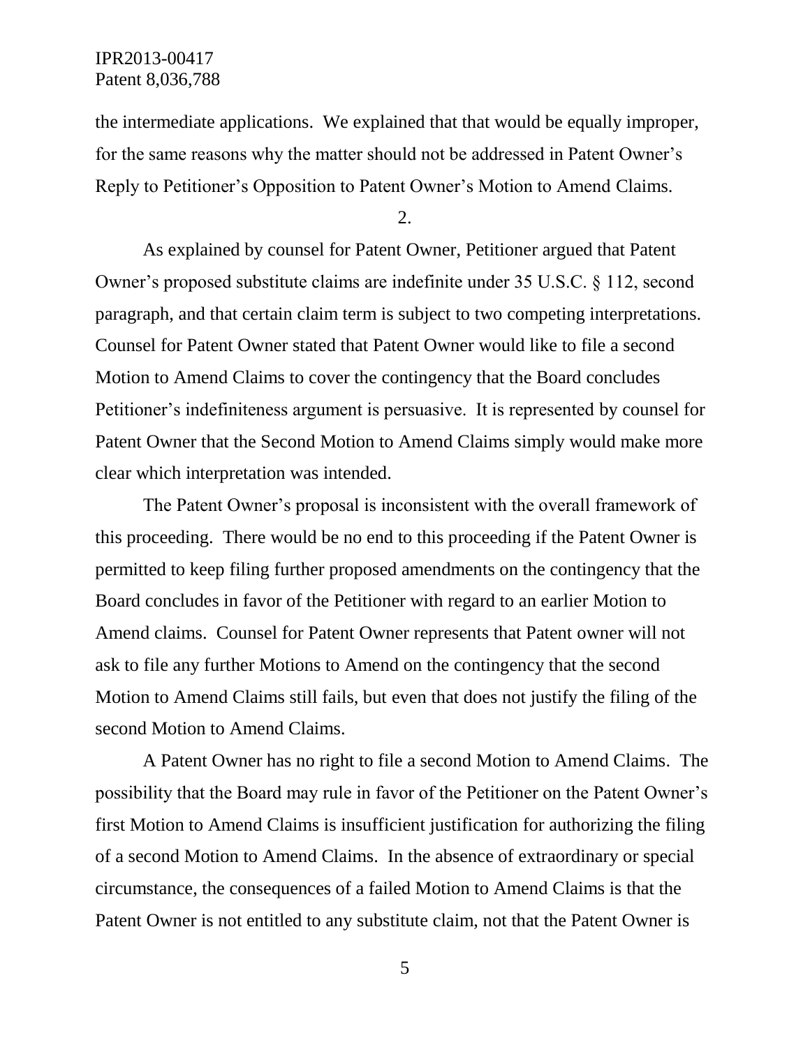the intermediate applications. We explained that that would be equally improper, for the same reasons why the matter should not be addressed in Patent Owner's Reply to Petitioner's Opposition to Patent Owner's Motion to Amend Claims.

2.

As explained by counsel for Patent Owner, Petitioner argued that Patent Owner's proposed substitute claims are indefinite under 35 U.S.C. § 112, second paragraph, and that certain claim term is subject to two competing interpretations. Counsel for Patent Owner stated that Patent Owner would like to file a second Motion to Amend Claims to cover the contingency that the Board concludes Petitioner's indefiniteness argument is persuasive. It is represented by counsel for Patent Owner that the Second Motion to Amend Claims simply would make more clear which interpretation was intended.

The Patent Owner's proposal is inconsistent with the overall framework of this proceeding. There would be no end to this proceeding if the Patent Owner is permitted to keep filing further proposed amendments on the contingency that the Board concludes in favor of the Petitioner with regard to an earlier Motion to Amend claims. Counsel for Patent Owner represents that Patent owner will not ask to file any further Motions to Amend on the contingency that the second Motion to Amend Claims still fails, but even that does not justify the filing of the second Motion to Amend Claims.

A Patent Owner has no right to file a second Motion to Amend Claims. The possibility that the Board may rule in favor of the Petitioner on the Patent Owner's first Motion to Amend Claims is insufficient justification for authorizing the filing of a second Motion to Amend Claims. In the absence of extraordinary or special circumstance, the consequences of a failed Motion to Amend Claims is that the Patent Owner is not entitled to any substitute claim, not that the Patent Owner is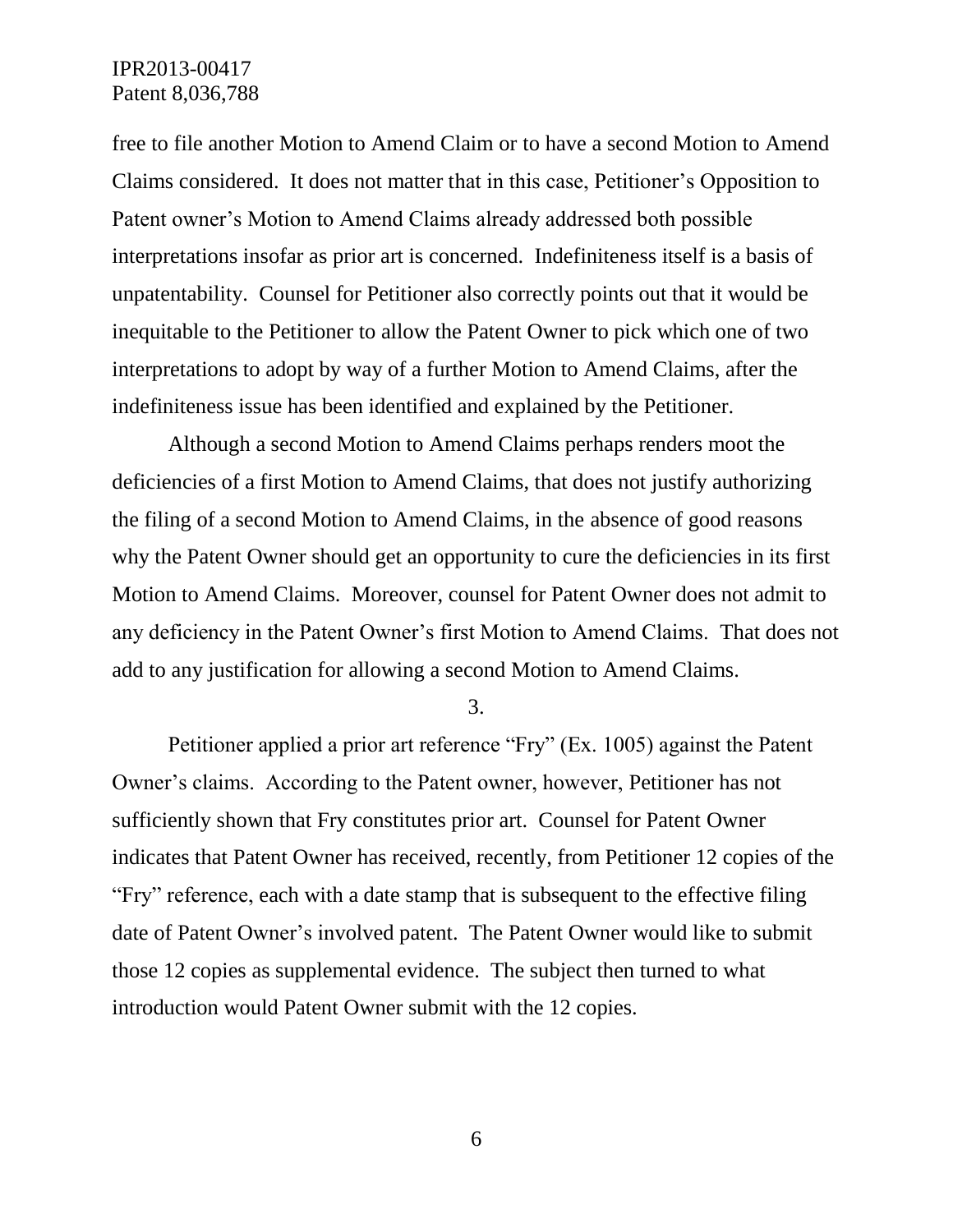free to file another Motion to Amend Claim or to have a second Motion to Amend Claims considered. It does not matter that in this case, Petitioner's Opposition to Patent owner's Motion to Amend Claims already addressed both possible interpretations insofar as prior art is concerned. Indefiniteness itself is a basis of unpatentability. Counsel for Petitioner also correctly points out that it would be inequitable to the Petitioner to allow the Patent Owner to pick which one of two interpretations to adopt by way of a further Motion to Amend Claims, after the indefiniteness issue has been identified and explained by the Petitioner.

Although a second Motion to Amend Claims perhaps renders moot the deficiencies of a first Motion to Amend Claims, that does not justify authorizing the filing of a second Motion to Amend Claims, in the absence of good reasons why the Patent Owner should get an opportunity to cure the deficiencies in its first Motion to Amend Claims. Moreover, counsel for Patent Owner does not admit to any deficiency in the Patent Owner's first Motion to Amend Claims. That does not add to any justification for allowing a second Motion to Amend Claims.

3.

Petitioner applied a prior art reference "Fry" (Ex. 1005) against the Patent Owner's claims. According to the Patent owner, however, Petitioner has not sufficiently shown that Fry constitutes prior art. Counsel for Patent Owner indicates that Patent Owner has received, recently, from Petitioner 12 copies of the "Fry" reference, each with a date stamp that is subsequent to the effective filing date of Patent Owner's involved patent. The Patent Owner would like to submit those 12 copies as supplemental evidence. The subject then turned to what introduction would Patent Owner submit with the 12 copies.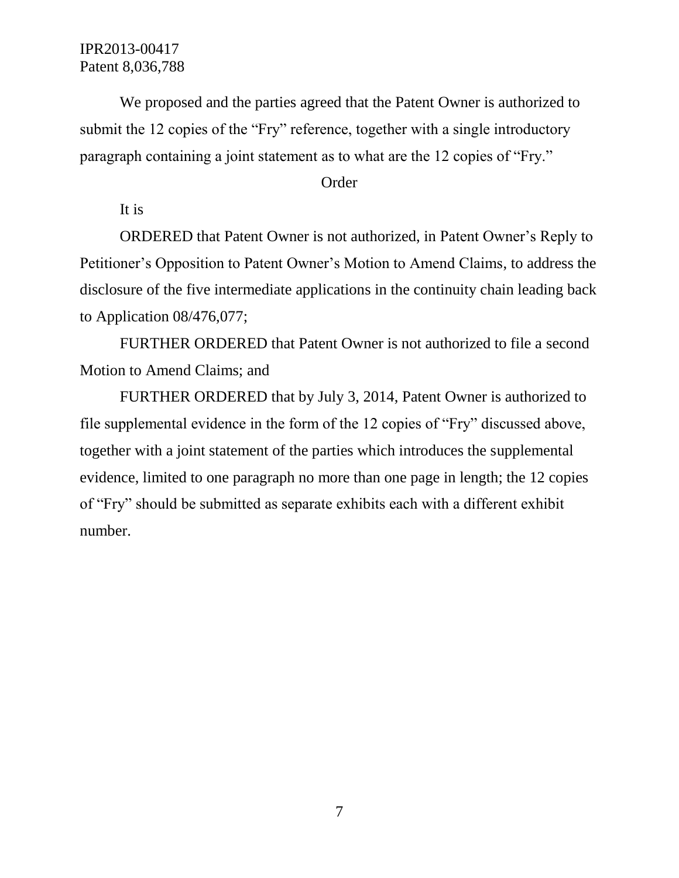We proposed and the parties agreed that the Patent Owner is authorized to submit the 12 copies of the "Fry" reference, together with a single introductory paragraph containing a joint statement as to what are the 12 copies of "Fry."

## Order

It is

ORDERED that Patent Owner is not authorized, in Patent Owner's Reply to Petitioner's Opposition to Patent Owner's Motion to Amend Claims, to address the disclosure of the five intermediate applications in the continuity chain leading back to Application 08/476,077;

FURTHER ORDERED that Patent Owner is not authorized to file a second Motion to Amend Claims; and

FURTHER ORDERED that by July 3, 2014, Patent Owner is authorized to file supplemental evidence in the form of the 12 copies of "Fry" discussed above, together with a joint statement of the parties which introduces the supplemental evidence, limited to one paragraph no more than one page in length; the 12 copies of "Fry" should be submitted as separate exhibits each with a different exhibit number.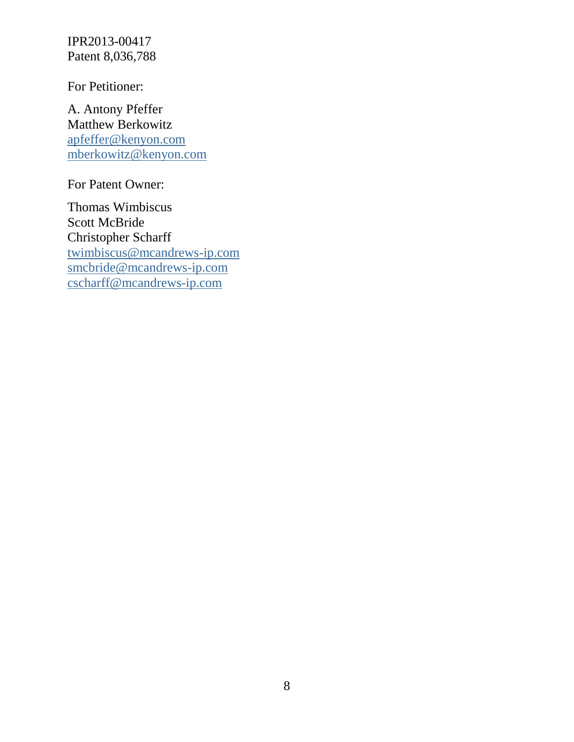IPR2013-00417
Patent 8,036,788

For Petitioner:

A. Antony Pfeffer
Matthew Berkowitz
apfeffer@kenyon.com
mberkowitz@kenyon.com

For Patent Owner:

Thomas Wimbiscus
Scott McBride
Christopher Scharff
twimbiscus@mcandrews-ip.com
smcbride@mcandrews-ip.com
cscharff@mcandrews-ip.com